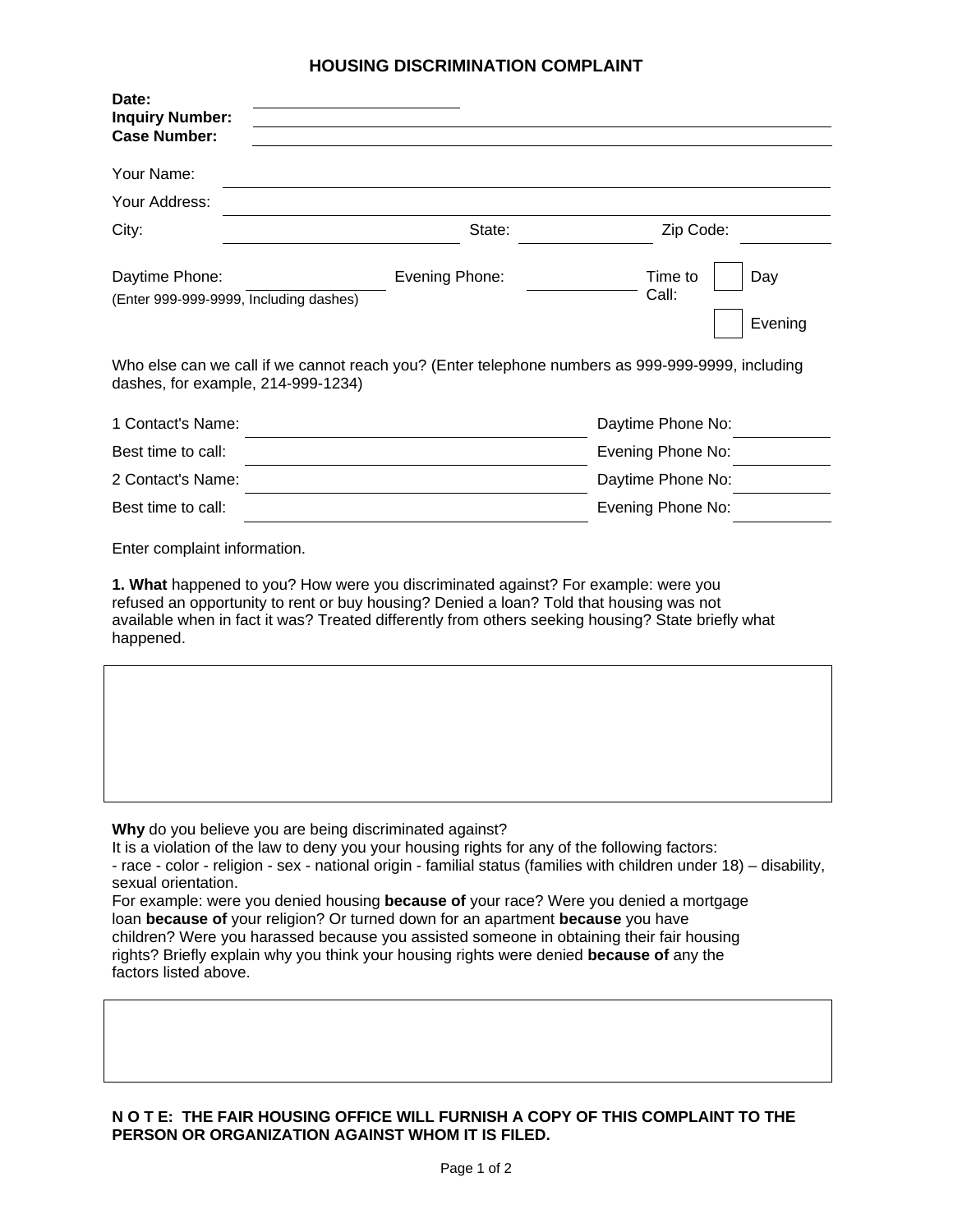# HOUSING DISCRIMINATION COMPLAINT

**Date:** ____________________
**Inquiry Number:** ____________________
**Case Number:** ____________________

Your Name: ____________________

Your Address: ____________________

City: ____________________ State: ____________________ Zip Code: ____________________

Daytime Phone: ____________________ Evening Phone: ____________________ Time to Call: ☐ Day ☐ Evening

(Enter 999-999-9999, Including dashes)

Who else can we call if we cannot reach you? (Enter telephone numbers as 999-999-9999, including dashes, for example, 214-999-1234)

1 Contact's Name: ____________________ Daytime Phone No: ____________________

Best time to call: ____________________ Evening Phone No: ____________________

2 Contact's Name: ____________________ Daytime Phone No: ____________________

Best time to call: ____________________ Evening Phone No: ____________________

Enter complaint information.

**1. What** happened to you? How were you discriminated against? For example: were you refused an opportunity to rent or buy housing? Denied a loan? Told that housing was not available when in fact it was? Treated differently from others seeking housing? State briefly what happened.

**Why** do you believe you are being discriminated against?
It is a violation of the law to deny you your housing rights for any of the following factors:
- race - color - religion - sex - national origin - familial status (families with children under 18) – disability, sexual orientation.

For example: were you denied housing **because of** your race? Were you denied a mortgage loan **because of** your religion? Or turned down for an apartment **because** you have children? Were you harassed because you assisted someone in obtaining their fair housing rights? Briefly explain why you think your housing rights were denied **because of** any the factors listed above.

**N O T E: THE FAIR HOUSING OFFICE WILL FURNISH A COPY OF THIS COMPLAINT TO THE PERSON OR ORGANIZATION AGAINST WHOM IT IS FILED.**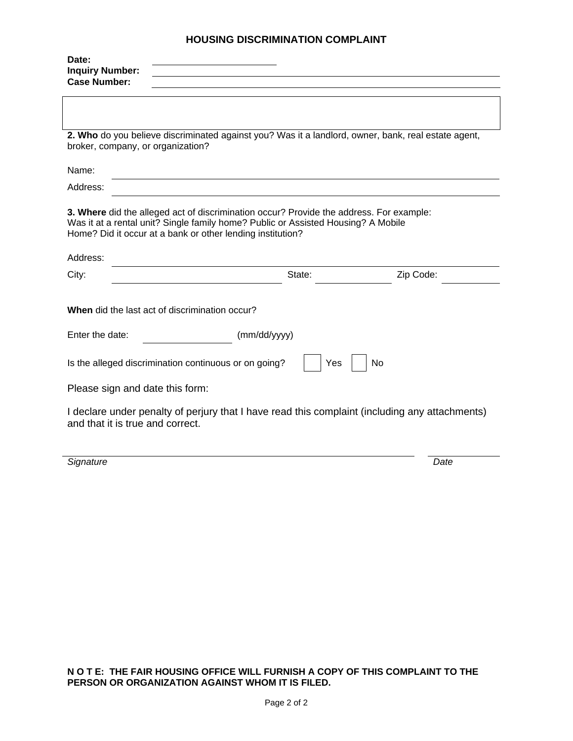# HOUSING DISCRIMINATION COMPLAINT

**Date:** ____________________
**Inquiry Number:** ____________________
**Case Number:** ____________________

**2. Who** do you believe discriminated against you? Was it a landlord, owner, bank, real estate agent, broker, company, or organization?

Name: ____________________

Address: ____________________

**3. Where** did the alleged act of discrimination occur? Provide the address. For example: Was it at a rental unit? Single family home? Public or Assisted Housing? A Mobile Home? Did it occur at a bank or other lending institution?

Address: ____________________

City: ____________________ State: ____________ Zip Code: ____________

**When** did the last act of discrimination occur?

Enter the date: ______________ (mm/dd/yyyy)

Is the alleged discrimination continuous or on going? ☐ Yes ☐ No

Please sign and date this form:

I declare under penalty of perjury that I have read this complaint (including any attachments) and that it is true and correct.

____________________________________________ ______________
*Signature* *Date*

**N O T E: THE FAIR HOUSING OFFICE WILL FURNISH A COPY OF THIS COMPLAINT TO THE PERSON OR ORGANIZATION AGAINST WHOM IT IS FILED.**